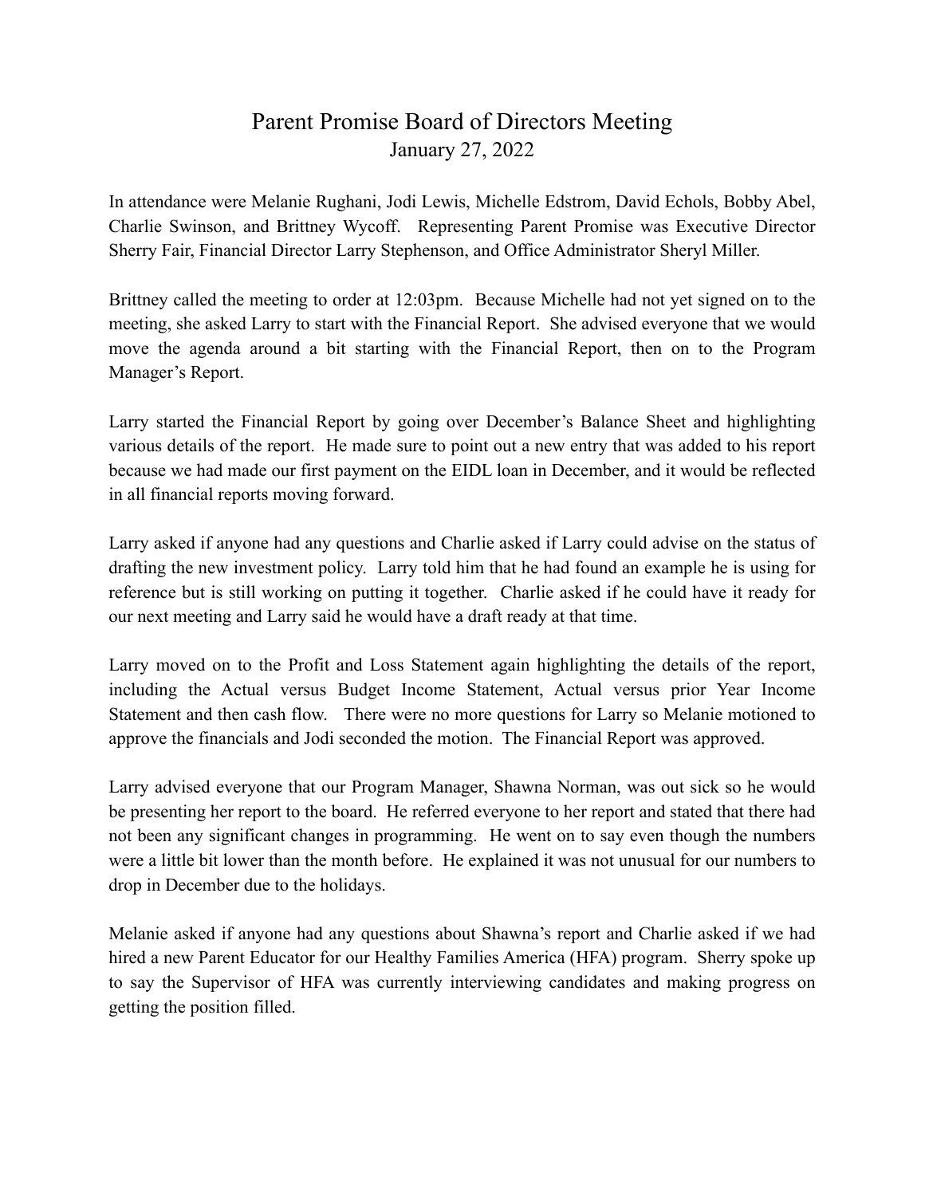# Parent Promise Board of Directors Meeting

January 27, 2022

In attendance were Melanie Rughani, Jodi Lewis, Michelle Edstrom, David Echols, Bobby Abel, Charlie Swinson, and Brittney Wycoff. Representing Parent Promise was Executive Director Sherry Fair, Financial Director Larry Stephenson, and Office Administrator Sheryl Miller.

Brittney called the meeting to order at 12:03pm. Because Michelle had not yet signed on to the meeting, she asked Larry to start with the Financial Report. She advised everyone that we would move the agenda around a bit starting with the Financial Report, then on to the Program Manager's Report.

Larry started the Financial Report by going over December's Balance Sheet and highlighting various details of the report. He made sure to point out a new entry that was added to his report because we had made our first payment on the EIDL loan in December, and it would be reflected in all financial reports moving forward.

Larry asked if anyone had any questions and Charlie asked if Larry could advise on the status of drafting the new investment policy. Larry told him that he had found an example he is using for reference but is still working on putting it together. Charlie asked if he could have it ready for our next meeting and Larry said he would have a draft ready at that time.

Larry moved on to the Profit and Loss Statement again highlighting the details of the report, including the Actual versus Budget Income Statement, Actual versus prior Year Income Statement and then cash flow. There were no more questions for Larry so Melanie motioned to approve the financials and Jodi seconded the motion. The Financial Report was approved.

Larry advised everyone that our Program Manager, Shawna Norman, was out sick so he would be presenting her report to the board. He referred everyone to her report and stated that there had not been any significant changes in programming. He went on to say even though the numbers were a little bit lower than the month before. He explained it was not unusual for our numbers to drop in December due to the holidays.

Melanie asked if anyone had any questions about Shawna's report and Charlie asked if we had hired a new Parent Educator for our Healthy Families America (HFA) program. Sherry spoke up to say the Supervisor of HFA was currently interviewing candidates and making progress on getting the position filled.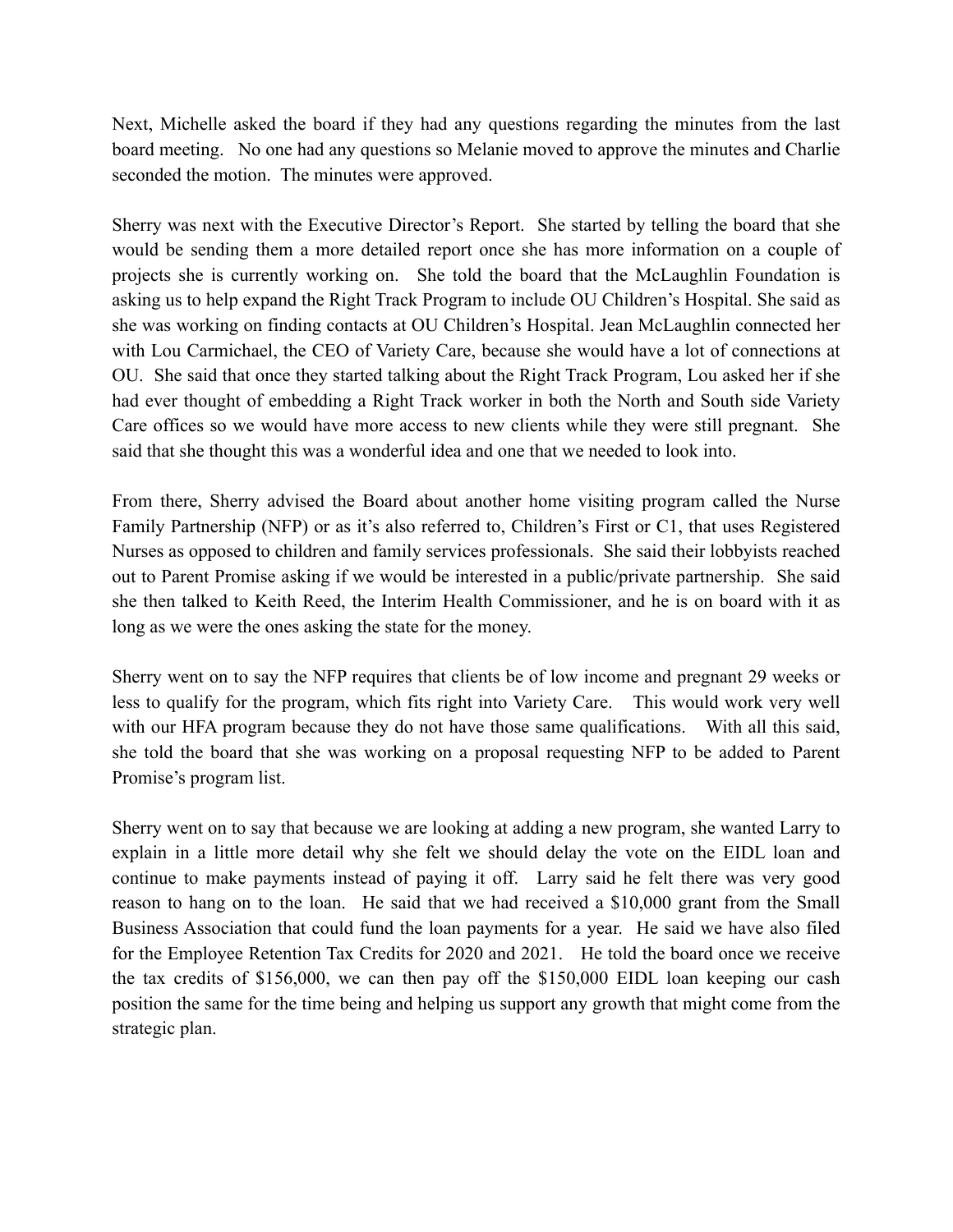Next, Michelle asked the board if they had any questions regarding the minutes from the last board meeting. No one had any questions so Melanie moved to approve the minutes and Charlie seconded the motion. The minutes were approved.

Sherry was next with the Executive Director's Report. She started by telling the board that she would be sending them a more detailed report once she has more information on a couple of projects she is currently working on. She told the board that the McLaughlin Foundation is asking us to help expand the Right Track Program to include OU Children's Hospital. She said as she was working on finding contacts at OU Children's Hospital. Jean McLaughlin connected her with Lou Carmichael, the CEO of Variety Care, because she would have a lot of connections at OU. She said that once they started talking about the Right Track Program, Lou asked her if she had ever thought of embedding a Right Track worker in both the North and South side Variety Care offices so we would have more access to new clients while they were still pregnant. She said that she thought this was a wonderful idea and one that we needed to look into.

From there, Sherry advised the Board about another home visiting program called the Nurse Family Partnership (NFP) or as it's also referred to, Children's First or C1, that uses Registered Nurses as opposed to children and family services professionals. She said their lobbyists reached out to Parent Promise asking if we would be interested in a public/private partnership. She said she then talked to Keith Reed, the Interim Health Commissioner, and he is on board with it as long as we were the ones asking the state for the money.

Sherry went on to say the NFP requires that clients be of low income and pregnant 29 weeks or less to qualify for the program, which fits right into Variety Care. This would work very well with our HFA program because they do not have those same qualifications. With all this said, she told the board that she was working on a proposal requesting NFP to be added to Parent Promise's program list.

Sherry went on to say that because we are looking at adding a new program, she wanted Larry to explain in a little more detail why she felt we should delay the vote on the EIDL loan and continue to make payments instead of paying it off. Larry said he felt there was very good reason to hang on to the loan. He said that we had received a $10,000 grant from the Small Business Association that could fund the loan payments for a year. He said we have also filed for the Employee Retention Tax Credits for 2020 and 2021. He told the board once we receive the tax credits of $156,000, we can then pay off the $150,000 EIDL loan keeping our cash position the same for the time being and helping us support any growth that might come from the strategic plan.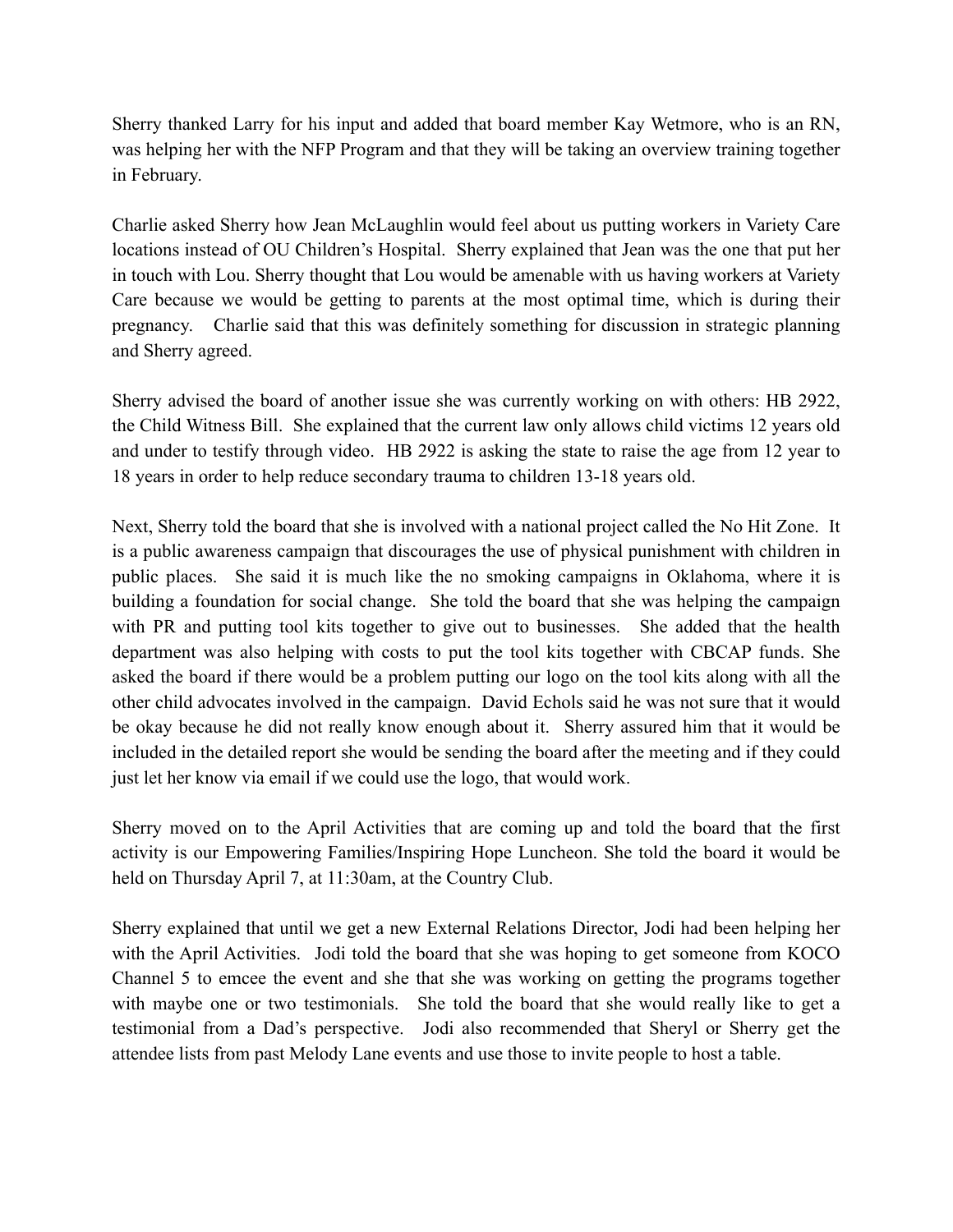Sherry thanked Larry for his input and added that board member Kay Wetmore, who is an RN, was helping her with the NFP Program and that they will be taking an overview training together in February.

Charlie asked Sherry how Jean McLaughlin would feel about us putting workers in Variety Care locations instead of OU Children's Hospital. Sherry explained that Jean was the one that put her in touch with Lou. Sherry thought that Lou would be amenable with us having workers at Variety Care because we would be getting to parents at the most optimal time, which is during their pregnancy. Charlie said that this was definitely something for discussion in strategic planning and Sherry agreed.

Sherry advised the board of another issue she was currently working on with others: HB 2922, the Child Witness Bill. She explained that the current law only allows child victims 12 years old and under to testify through video. HB 2922 is asking the state to raise the age from 12 year to 18 years in order to help reduce secondary trauma to children 13-18 years old.

Next, Sherry told the board that she is involved with a national project called the No Hit Zone. It is a public awareness campaign that discourages the use of physical punishment with children in public places. She said it is much like the no smoking campaigns in Oklahoma, where it is building a foundation for social change. She told the board that she was helping the campaign with PR and putting tool kits together to give out to businesses. She added that the health department was also helping with costs to put the tool kits together with CBCAP funds. She asked the board if there would be a problem putting our logo on the tool kits along with all the other child advocates involved in the campaign. David Echols said he was not sure that it would be okay because he did not really know enough about it. Sherry assured him that it would be included in the detailed report she would be sending the board after the meeting and if they could just let her know via email if we could use the logo, that would work.

Sherry moved on to the April Activities that are coming up and told the board that the first activity is our Empowering Families/Inspiring Hope Luncheon. She told the board it would be held on Thursday April 7, at 11:30am, at the Country Club.

Sherry explained that until we get a new External Relations Director, Jodi had been helping her with the April Activities. Jodi told the board that she was hoping to get someone from KOCO Channel 5 to emcee the event and she that she was working on getting the programs together with maybe one or two testimonials. She told the board that she would really like to get a testimonial from a Dad's perspective. Jodi also recommended that Sheryl or Sherry get the attendee lists from past Melody Lane events and use those to invite people to host a table.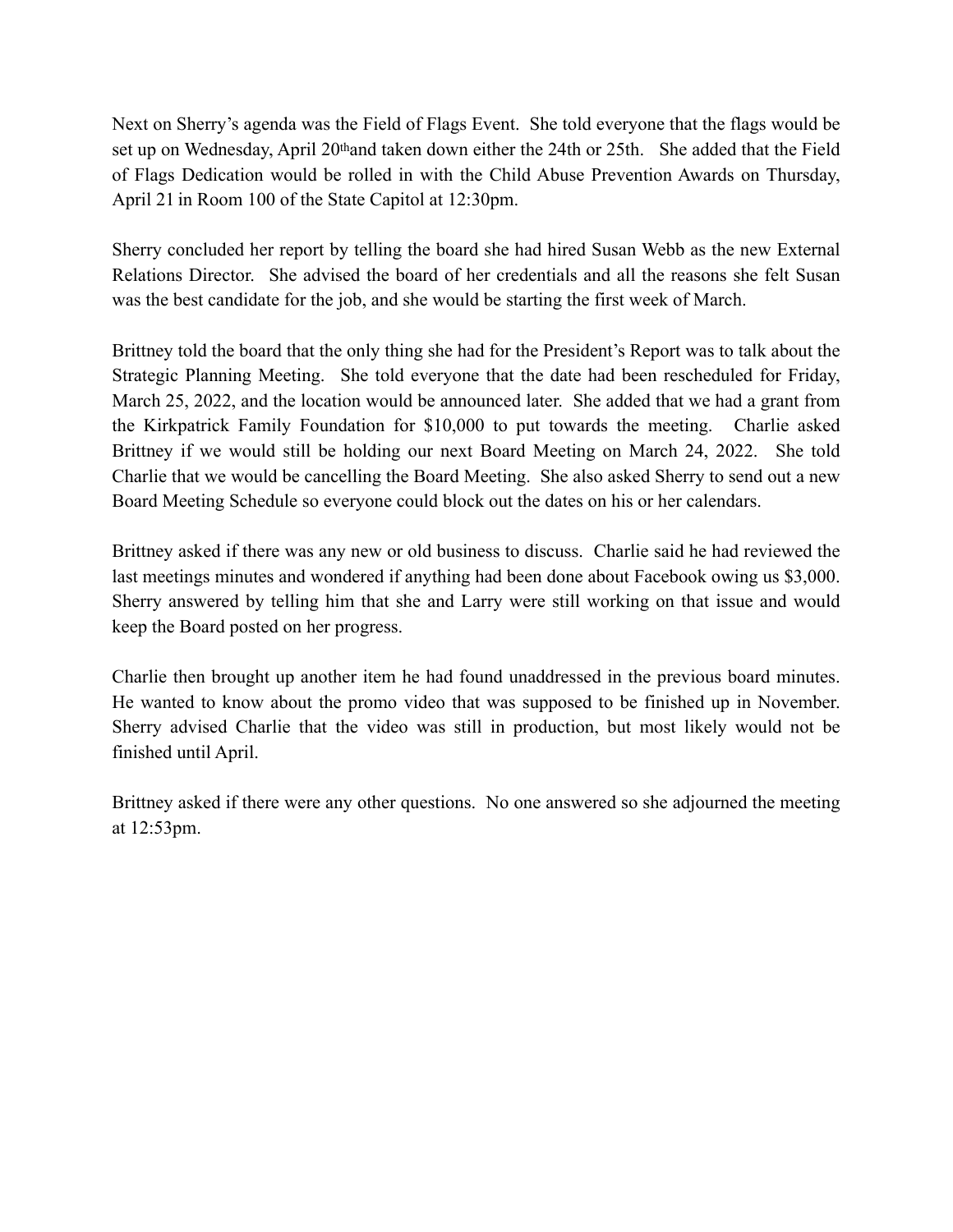Next on Sherry's agenda was the Field of Flags Event. She told everyone that the flags would be set up on Wednesday, April 20th and taken down either the 24th or 25th. She added that the Field of Flags Dedication would be rolled in with the Child Abuse Prevention Awards on Thursday, April 21 in Room 100 of the State Capitol at 12:30pm.

Sherry concluded her report by telling the board she had hired Susan Webb as the new External Relations Director. She advised the board of her credentials and all the reasons she felt Susan was the best candidate for the job, and she would be starting the first week of March.

Brittney told the board that the only thing she had for the President's Report was to talk about the Strategic Planning Meeting. She told everyone that the date had been rescheduled for Friday, March 25, 2022, and the location would be announced later. She added that we had a grant from the Kirkpatrick Family Foundation for $10,000 to put towards the meeting. Charlie asked Brittney if we would still be holding our next Board Meeting on March 24, 2022. She told Charlie that we would be cancelling the Board Meeting. She also asked Sherry to send out a new Board Meeting Schedule so everyone could block out the dates on his or her calendars.

Brittney asked if there was any new or old business to discuss. Charlie said he had reviewed the last meetings minutes and wondered if anything had been done about Facebook owing us $3,000. Sherry answered by telling him that she and Larry were still working on that issue and would keep the Board posted on her progress.

Charlie then brought up another item he had found unaddressed in the previous board minutes. He wanted to know about the promo video that was supposed to be finished up in November. Sherry advised Charlie that the video was still in production, but most likely would not be finished until April.

Brittney asked if there were any other questions. No one answered so she adjourned the meeting at 12:53pm.